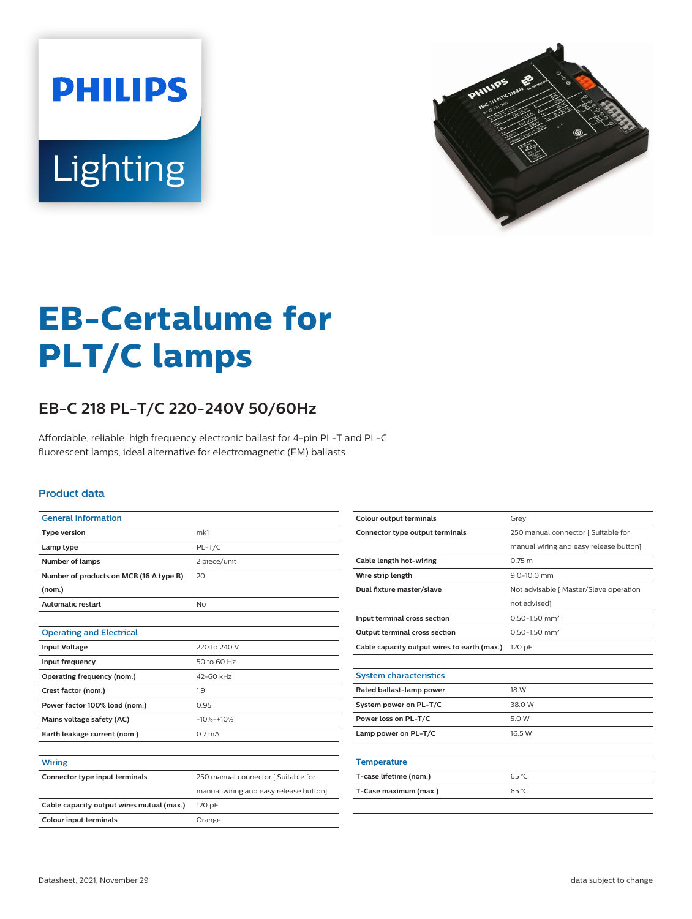# EB-Certalume for PLT/C lamps

## EB-C 218 PL-T/C 220-240V 50/60Hz

Affordable, reliable, high frequency electronic ballast for 4-pin PL-T and PL-C fluorescent lamps, ideal alternative for electromagnetic (EM) ballasts

### Product data

| General Information | |
|---|---|
| Type version | mk1 |
| Lamp type | PL-T/C |
| Number of lamps | 2 piece/unit |
| Number of products on MCB (16 A type B) (nom.) | 20 |
| Automatic restart | No |

| Operating and Electrical | |
|---|---|
| Input Voltage | 220 to 240 V |
| Input frequency | 50 to 60 Hz |
| Operating frequency (nom.) | 42-60 kHz |
| Crest factor (nom.) | 1.9 |
| Power factor 100% load (nom.) | 0.95 |
| Mains voltage safety (AC) | -10%-+10% |
| Earth leakage current (nom.) | 0.7 mA |

| Wiring | |
|---|---|
| Connector type input terminals | 250 manual connector [ Suitable for manual wiring and easy release button] |
| Cable capacity output wires mutual (max.) | 120 pF |
| Colour input terminals | Orange |
| Colour output terminals | Grey |
| Connector type output terminals | 250 manual connector [ Suitable for manual wiring and easy release button] |
| Cable length hot-wiring | 0.75 m |
| Wire strip length | 9.0-10.0 mm |
| Dual fixture master/slave | Not advisable [ Master/Slave operation not advised] |
| Input terminal cross section | 0.50-1.50 mm² |
| Output terminal cross section | 0.50-1.50 mm² |
| Cable capacity output wires to earth (max.) | 120 pF |

| System characteristics | |
|---|---|
| Rated ballast-lamp power | 18 W |
| System power on PL-T/C | 38.0 W |
| Power loss on PL-T/C | 5.0 W |
| Lamp power on PL-T/C | 16.5 W |

| Temperature | |
|---|---|
| T-case lifetime (nom.) | 65 °C |
| T-Case maximum (max.) | 65 °C |

Datasheet, 2021, November 29

data subject to change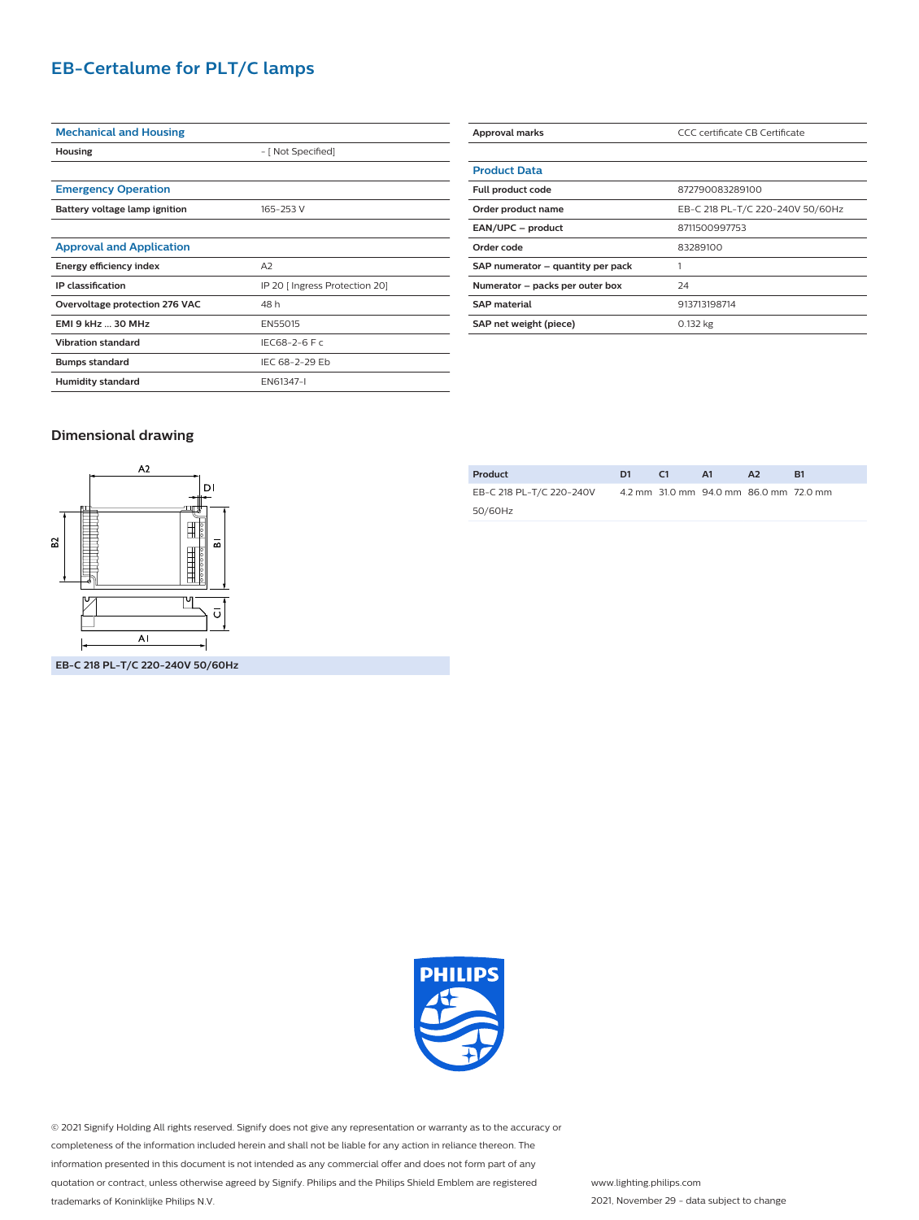# EB-Certalume for PLT/C lamps

| Mechanical and Housing | |
|---|---|
| Housing | - [ Not Specified] |

| Emergency Operation | |
|---|---|
| Battery voltage lamp ignition | 165-253 V |

| Approval and Application | |
|---|---|
| Energy efficiency index | A2 |
| IP classification | IP 20 [ Ingress Protection 20] |
| Overvoltage protection 276 VAC | 48 h |
| EMI 9 kHz ... 30 MHz | EN55015 |
| Vibration standard | IEC68-2-6 F c |
| Bumps standard | IEC 68-2-29 Eb |
| Humidity standard | EN61347-I |

| | |
|---|---|
| Approval marks | CCC certificate CB Certificate |

| Product Data | |
|---|---|
| Full product code | 872790083289100 |
| Order product name | EB-C 218 PL-T/C 220-240V 50/60Hz |
| EAN/UPC – product | 8711500997753 |
| Order code | 83289100 |
| SAP numerator – quantity per pack | 1 |
| Numerator – packs per outer box | 24 |
| SAP material | 913713198714 |
| SAP net weight (piece) | 0.132 kg |

## Dimensional drawing

A2
D1
B2
B1
C1
A1

EB-C 218 PL-T/C 220-240V 50/60Hz

| Product | D1 | C1 | A1 | A2 | B1 |
|---|---|---|---|---|---|
| EB-C 218 PL-T/C 220-240V 50/60Hz | 4.2 mm | 31.0 mm | 94.0 mm | 86.0 mm | 72.0 mm |

© 2021 Signify Holding All rights reserved. Signify does not give any representation or warranty as to the accuracy or completeness of the information included herein and shall not be liable for any action in reliance thereon. The information presented in this document is not intended as any commercial offer and does not form part of any quotation or contract, unless otherwise agreed by Signify. Philips and the Philips Shield Emblem are registered trademarks of Koninklijke Philips N.V.

www.lighting.philips.com

2021, November 29 - data subject to change